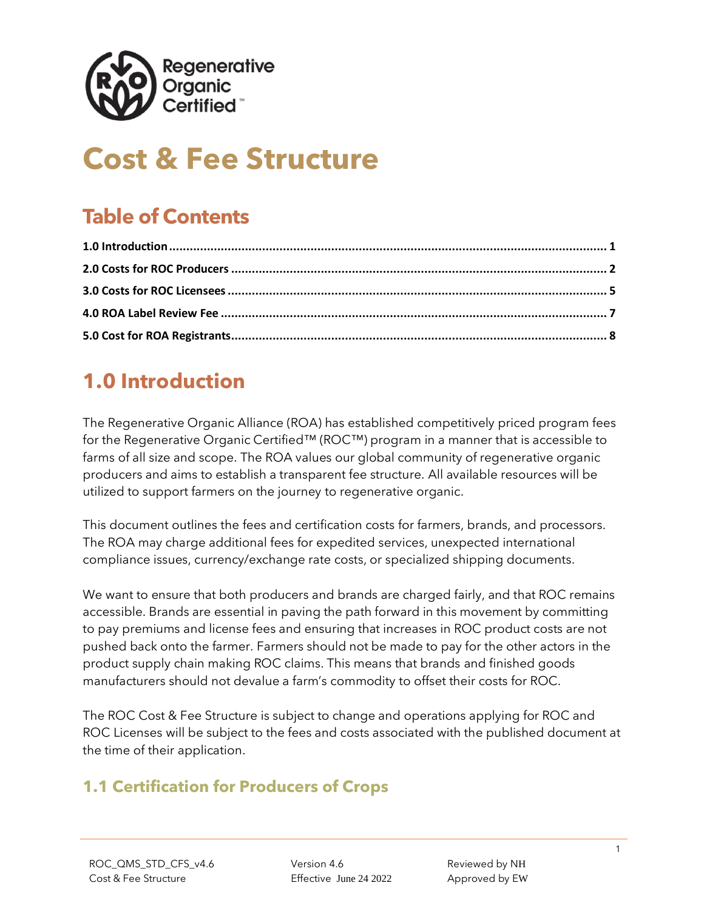# Cost & Fee Structure

## Table of Contents

**1.0 Introduction** ........ 1

**2.0 Costs for ROC Producers** ........ 2

**3.0 Costs for ROC Licensees** ........ 5

**4.0 ROA Label Review Fee** ........ 7

**5.0 Cost for ROA Registrants** ........ 8

## 1.0 Introduction

The Regenerative Organic Alliance (ROA) has established competitively priced program fees for the Regenerative Organic Certified™ (ROC™) program in a manner that is accessible to farms of all size and scope. The ROA values our global community of regenerative organic producers and aims to establish a transparent fee structure. All available resources will be utilized to support farmers on the journey to regenerative organic.

This document outlines the fees and certification costs for farmers, brands, and processors. The ROA may charge additional fees for expedited services, unexpected international compliance issues, currency/exchange rate costs, or specialized shipping documents.

We want to ensure that both producers and brands are charged fairly, and that ROC remains accessible. Brands are essential in paving the path forward in this movement by committing to pay premiums and license fees and ensuring that increases in ROC product costs are not pushed back onto the farmer. Farmers should not be made to pay for the other actors in the product supply chain making ROC claims. This means that brands and finished goods manufacturers should not devalue a farm's commodity to offset their costs for ROC.

The ROC Cost & Fee Structure is subject to change and operations applying for ROC and ROC Licenses will be subject to the fees and costs associated with the published document at the time of their application.

### 1.1 Certification for Producers of Crops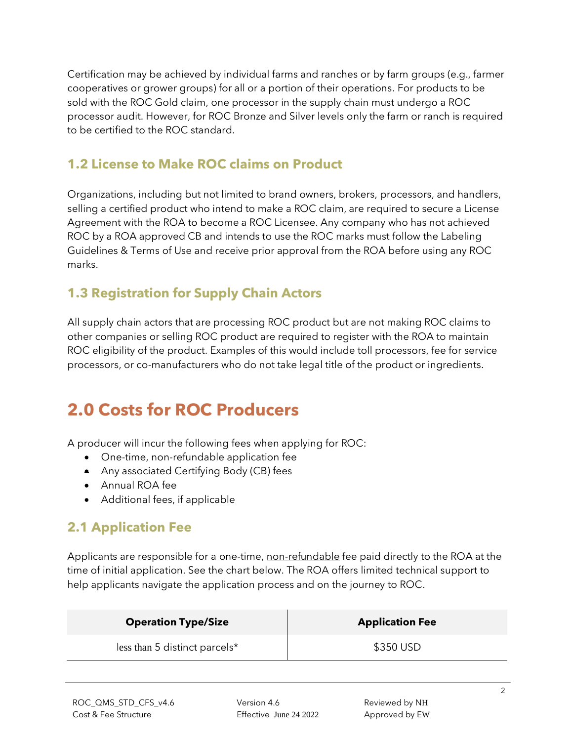Certification may be achieved by individual farms and ranches or by farm groups (e.g., farmer cooperatives or grower groups) for all or a portion of their operations. For products to be sold with the ROC Gold claim, one processor in the supply chain must undergo a ROC processor audit. However, for ROC Bronze and Silver levels only the farm or ranch is required to be certified to the ROC standard.

### 1.2 License to Make ROC claims on Product

Organizations, including but not limited to brand owners, brokers, processors, and handlers, selling a certified product who intend to make a ROC claim, are required to secure a License Agreement with the ROA to become a ROC Licensee. Any company who has not achieved ROC by a ROA approved CB and intends to use the ROC marks must follow the Labeling Guidelines & Terms of Use and receive prior approval from the ROA before using any ROC marks.

### 1.3 Registration for Supply Chain Actors

All supply chain actors that are processing ROC product but are not making ROC claims to other companies or selling ROC product are required to register with the ROA to maintain ROC eligibility of the product. Examples of this would include toll processors, fee for service processors, or co-manufacturers who do not take legal title of the product or ingredients.

## 2.0 Costs for ROC Producers

A producer will incur the following fees when applying for ROC:

- One-time, non-refundable application fee
- Any associated Certifying Body (CB) fees
- Annual ROA fee
- Additional fees, if applicable

### 2.1 Application Fee

Applicants are responsible for a one-time, non-refundable fee paid directly to the ROA at the time of initial application. See the chart below. The ROA offers limited technical support to help applicants navigate the application process and on the journey to ROC.

| Operation Type/Size | Application Fee |
|---|---|
| less than 5 distinct parcels* | $350 USD |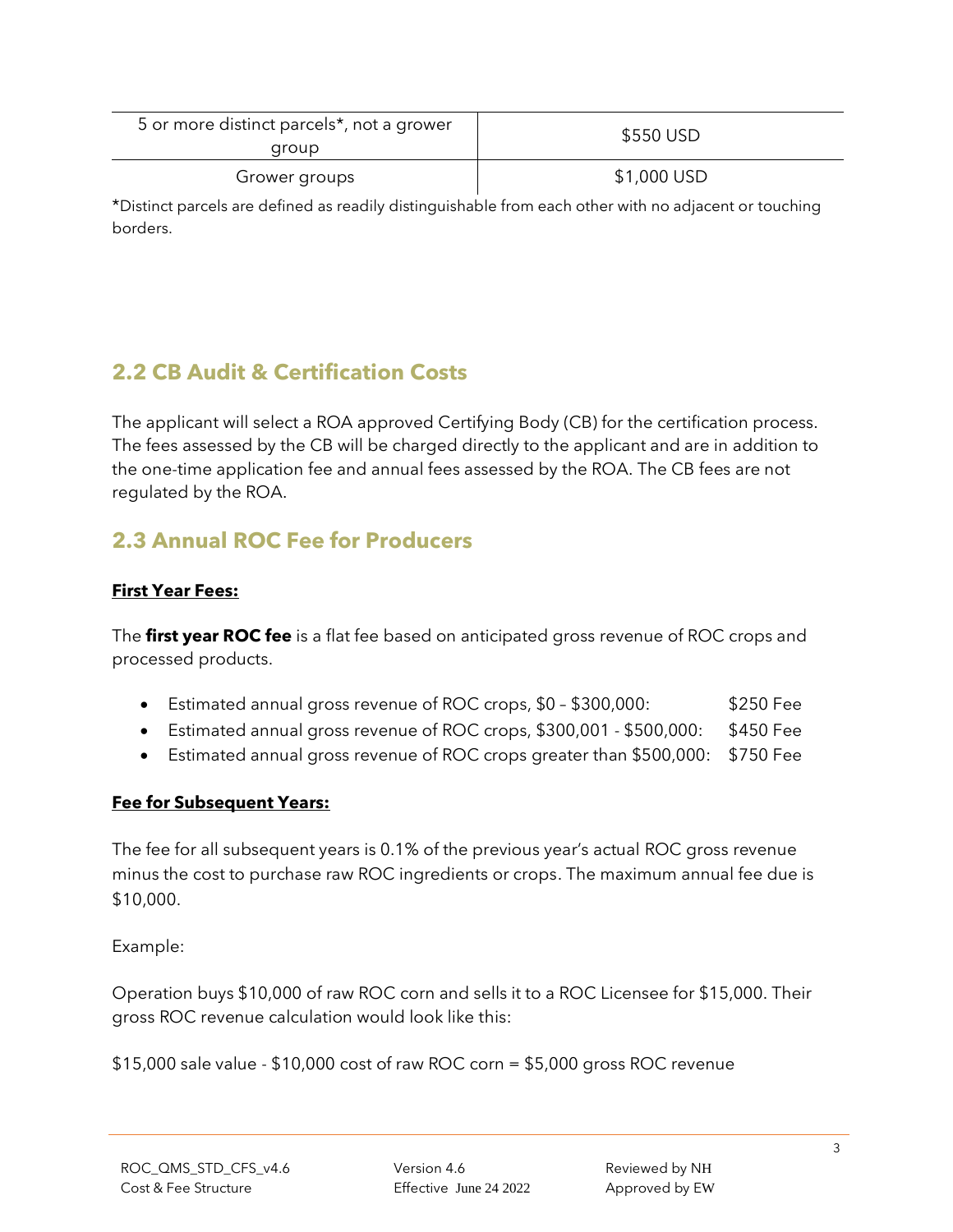| 5 or more distinct parcels*, not a grower group | $550 USD |
|---|---|
| Grower groups | $1,000 USD |

*Distinct parcels are defined as readily distinguishable from each other with no adjacent or touching borders.

## 2.2 CB Audit & Certification Costs

The applicant will select a ROA approved Certifying Body (CB) for the certification process. The fees assessed by the CB will be charged directly to the applicant and are in addition to the one-time application fee and annual fees assessed by the ROA. The CB fees are not regulated by the ROA.

## 2.3 Annual ROC Fee for Producers

**First Year Fees:**

The **first year ROC fee** is a flat fee based on anticipated gross revenue of ROC crops and processed products.

- Estimated annual gross revenue of ROC crops, $0 – $300,000: $250 Fee
- Estimated annual gross revenue of ROC crops, $300,001 - $500,000: $450 Fee
- Estimated annual gross revenue of ROC crops greater than $500,000: $750 Fee

**Fee for Subsequent Years:**

The fee for all subsequent years is 0.1% of the previous year's actual ROC gross revenue minus the cost to purchase raw ROC ingredients or crops. The maximum annual fee due is $10,000.

Example:

Operation buys $10,000 of raw ROC corn and sells it to a ROC Licensee for $15,000. Their gross ROC revenue calculation would look like this:

$15,000 sale value - $10,000 cost of raw ROC corn = $5,000 gross ROC revenue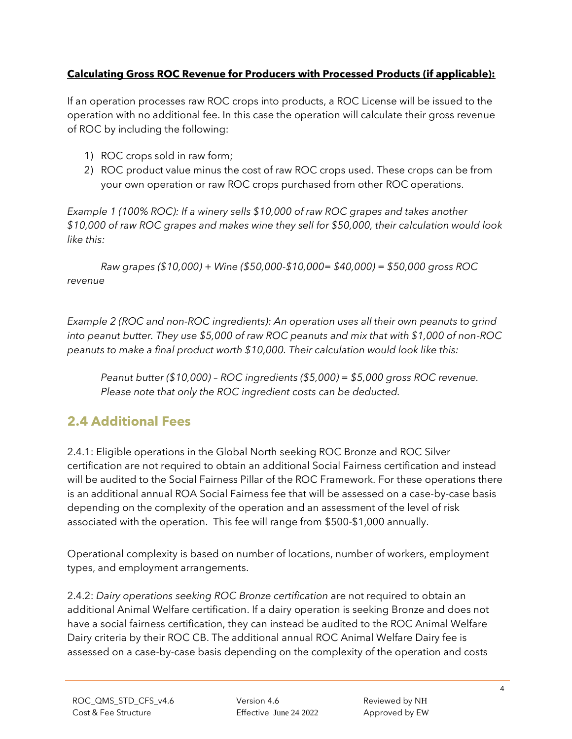**Calculating Gross ROC Revenue for Producers with Processed Products (if applicable):**

If an operation processes raw ROC crops into products, a ROC License will be issued to the operation with no additional fee. In this case the operation will calculate their gross revenue of ROC by including the following:

1) ROC crops sold in raw form;
2) ROC product value minus the cost of raw ROC crops used. These crops can be from your own operation or raw ROC crops purchased from other ROC operations.

*Example 1 (100% ROC): If a winery sells $10,000 of raw ROC grapes and takes another $10,000 of raw ROC grapes and makes wine they sell for $50,000, their calculation would look like this:*

*Raw grapes ($10,000) + Wine ($50,000-$10,000= $40,000) = $50,000 gross ROC revenue*

*Example 2 (ROC and non-ROC ingredients): An operation uses all their own peanuts to grind into peanut butter. They use $5,000 of raw ROC peanuts and mix that with $1,000 of non-ROC peanuts to make a final product worth $10,000. Their calculation would look like this:*

*Peanut butter ($10,000) – ROC ingredients ($5,000) = $5,000 gross ROC revenue. Please note that only the ROC ingredient costs can be deducted.*

## 2.4 Additional Fees

2.4.1: Eligible operations in the Global North seeking ROC Bronze and ROC Silver certification are not required to obtain an additional Social Fairness certification and instead will be audited to the Social Fairness Pillar of the ROC Framework. For these operations there is an additional annual ROA Social Fairness fee that will be assessed on a case-by-case basis depending on the complexity of the operation and an assessment of the level of risk associated with the operation. This fee will range from $500-$1,000 annually.

Operational complexity is based on number of locations, number of workers, employment types, and employment arrangements.

2.4.2: *Dairy operations seeking ROC Bronze certification* are not required to obtain an additional Animal Welfare certification. If a dairy operation is seeking Bronze and does not have a social fairness certification, they can instead be audited to the ROC Animal Welfare Dairy criteria by their ROC CB. The additional annual ROC Animal Welfare Dairy fee is assessed on a case-by-case basis depending on the complexity of the operation and costs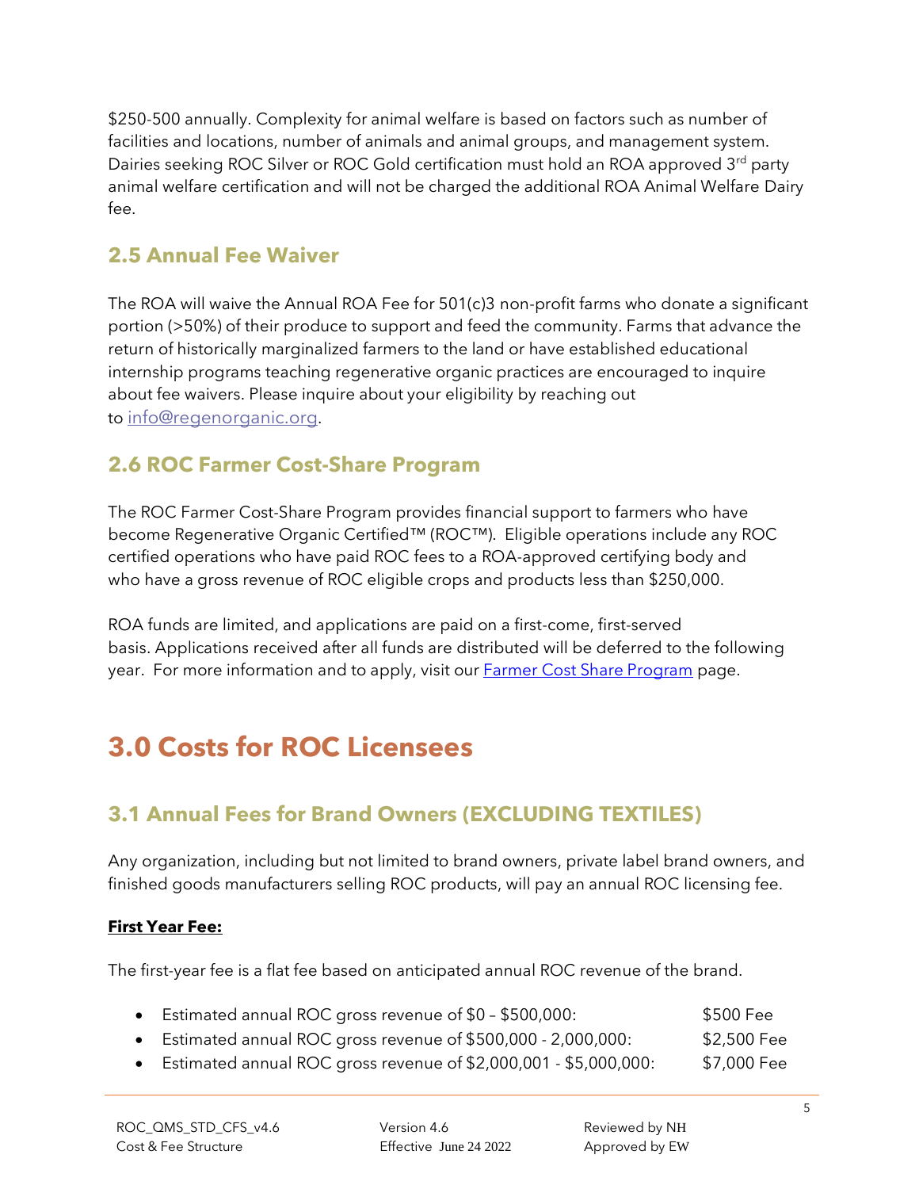$250-500 annually. Complexity for animal welfare is based on factors such as number of facilities and locations, number of animals and animal groups, and management system. Dairies seeking ROC Silver or ROC Gold certification must hold an ROA approved 3rd party animal welfare certification and will not be charged the additional ROA Animal Welfare Dairy fee.

## 2.5 Annual Fee Waiver

The ROA will waive the Annual ROA Fee for 501(c)3 non-profit farms who donate a significant portion (>50%) of their produce to support and feed the community. Farms that advance the return of historically marginalized farmers to the land or have established educational internship programs teaching regenerative organic practices are encouraged to inquire about fee waivers. Please inquire about your eligibility by reaching out to [info@regenorganic.org](mailto:info@regenorganic.org).

## 2.6 ROC Farmer Cost-Share Program

The ROC Farmer Cost-Share Program provides financial support to farmers who have become Regenerative Organic Certified™ (ROC™). Eligible operations include any ROC certified operations who have paid ROC fees to a ROA-approved certifying body and who have a gross revenue of ROC eligible crops and products less than $250,000.

ROA funds are limited, and applications are paid on a first-come, first-served basis. Applications received after all funds are distributed will be deferred to the following year. For more information and to apply, visit our Farmer Cost Share Program page.

# 3.0 Costs for ROC Licensees

## 3.1 Annual Fees for Brand Owners (EXCLUDING TEXTILES)

Any organization, including but not limited to brand owners, private label brand owners, and finished goods manufacturers selling ROC products, will pay an annual ROC licensing fee.

**First Year Fee:**

The first-year fee is a flat fee based on anticipated annual ROC revenue of the brand.

- Estimated annual ROC gross revenue of $0 – $500,000: $500 Fee
- Estimated annual ROC gross revenue of $500,000 - 2,000,000: $2,500 Fee
- Estimated annual ROC gross revenue of $2,000,001 - $5,000,000: $7,000 Fee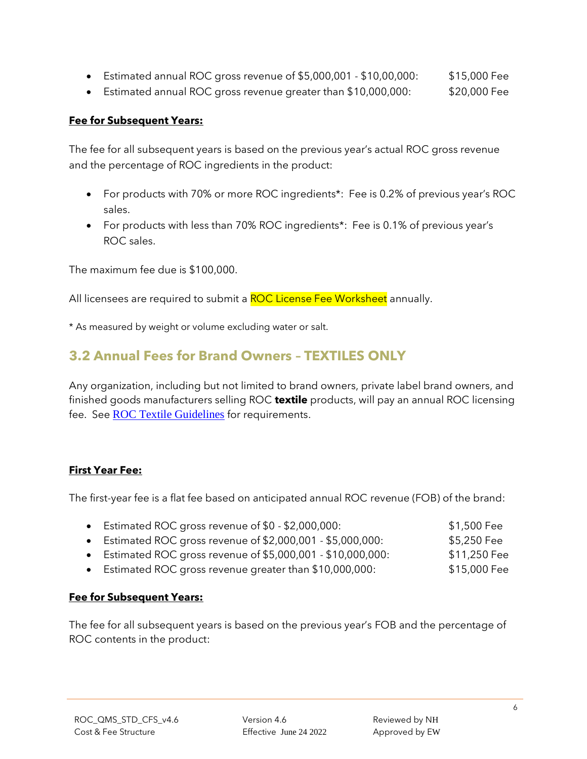- Estimated annual ROC gross revenue of $5,000,001 - $10,00,000: $15,000 Fee
- Estimated annual ROC gross revenue greater than $10,000,000: $20,000 Fee

**Fee for Subsequent Years:**

The fee for all subsequent years is based on the previous year's actual ROC gross revenue and the percentage of ROC ingredients in the product:

- For products with 70% or more ROC ingredients*: Fee is 0.2% of previous year's ROC sales.
- For products with less than 70% ROC ingredients*: Fee is 0.1% of previous year's ROC sales.

The maximum fee due is $100,000.

All licensees are required to submit a ROC License Fee Worksheet annually.

* As measured by weight or volume excluding water or salt.

## 3.2 Annual Fees for Brand Owners – TEXTILES ONLY

Any organization, including but not limited to brand owners, private label brand owners, and finished goods manufacturers selling ROC **textile** products, will pay an annual ROC licensing fee. See ROC Textile Guidelines for requirements.

**First Year Fee:**

The first-year fee is a flat fee based on anticipated annual ROC revenue (FOB) of the brand:

- Estimated ROC gross revenue of $0 - $2,000,000: $1,500 Fee
- Estimated ROC gross revenue of $2,000,001 - $5,000,000: $5,250 Fee
- Estimated ROC gross revenue of $5,000,001 - $10,000,000: $11,250 Fee
- Estimated ROC gross revenue greater than $10,000,000: $15,000 Fee

**Fee for Subsequent Years:**

The fee for all subsequent years is based on the previous year's FOB and the percentage of ROC contents in the product: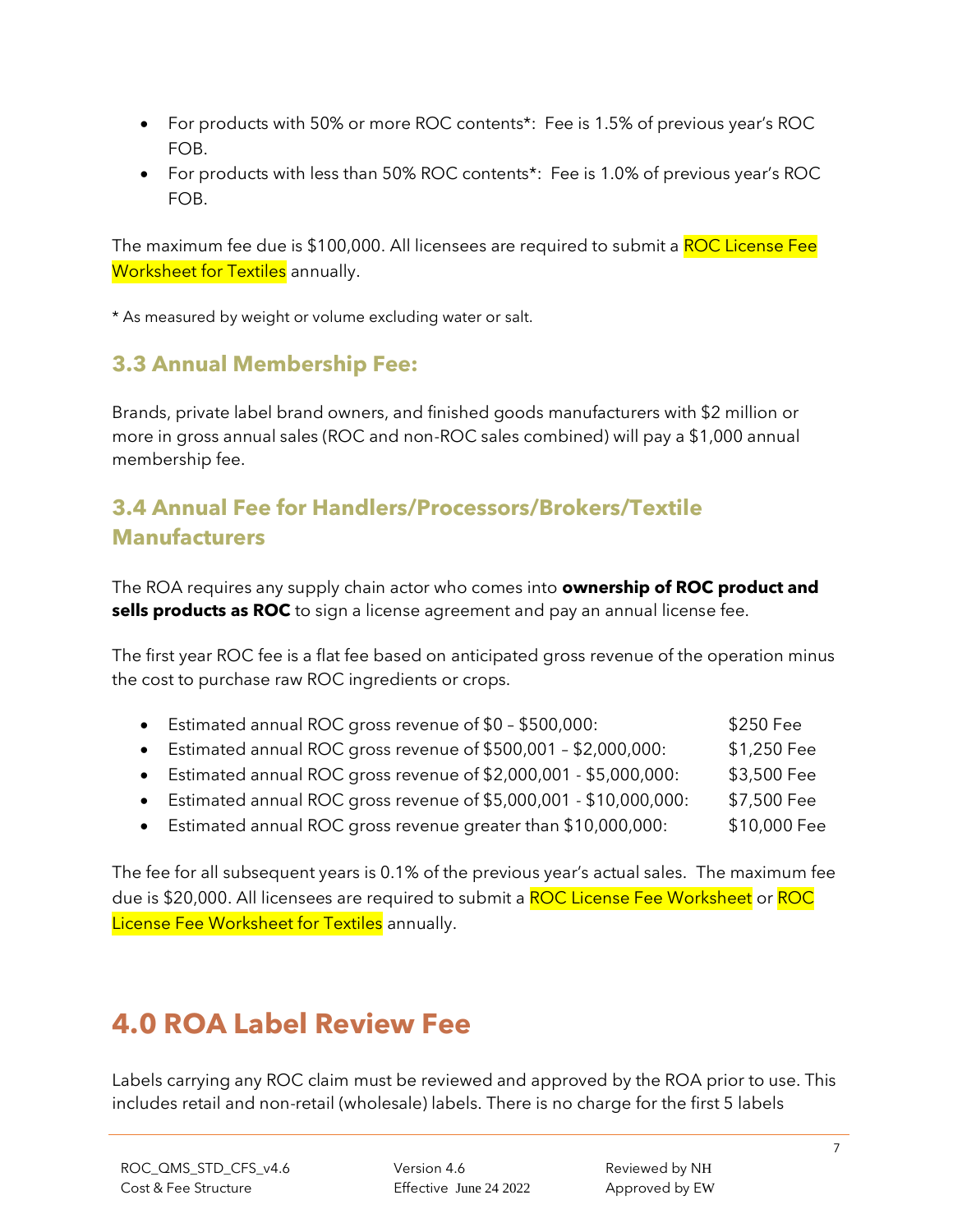- For products with 50% or more ROC contents*: Fee is 1.5% of previous year's ROC FOB.
- For products with less than 50% ROC contents*: Fee is 1.0% of previous year's ROC FOB.

The maximum fee due is $100,000. All licensees are required to submit a ROC License Fee Worksheet for Textiles annually.

* As measured by weight or volume excluding water or salt.

### 3.3 Annual Membership Fee:

Brands, private label brand owners, and finished goods manufacturers with $2 million or more in gross annual sales (ROC and non-ROC sales combined) will pay a $1,000 annual membership fee.

### 3.4 Annual Fee for Handlers/Processors/Brokers/Textile Manufacturers

The ROA requires any supply chain actor who comes into **ownership of ROC product and sells products as ROC** to sign a license agreement and pay an annual license fee.

The first year ROC fee is a flat fee based on anticipated gross revenue of the operation minus the cost to purchase raw ROC ingredients or crops.

- Estimated annual ROC gross revenue of $0 – $500,000: $250 Fee
- Estimated annual ROC gross revenue of $500,001 – $2,000,000: $1,250 Fee
- Estimated annual ROC gross revenue of $2,000,001 - $5,000,000: $3,500 Fee
- Estimated annual ROC gross revenue of $5,000,001 - $10,000,000: $7,500 Fee
- Estimated annual ROC gross revenue greater than $10,000,000: $10,000 Fee

The fee for all subsequent years is 0.1% of the previous year's actual sales. The maximum fee due is $20,000. All licensees are required to submit a ROC License Fee Worksheet or ROC License Fee Worksheet for Textiles annually.

# 4.0 ROA Label Review Fee

Labels carrying any ROC claim must be reviewed and approved by the ROA prior to use. This includes retail and non-retail (wholesale) labels. There is no charge for the first 5 labels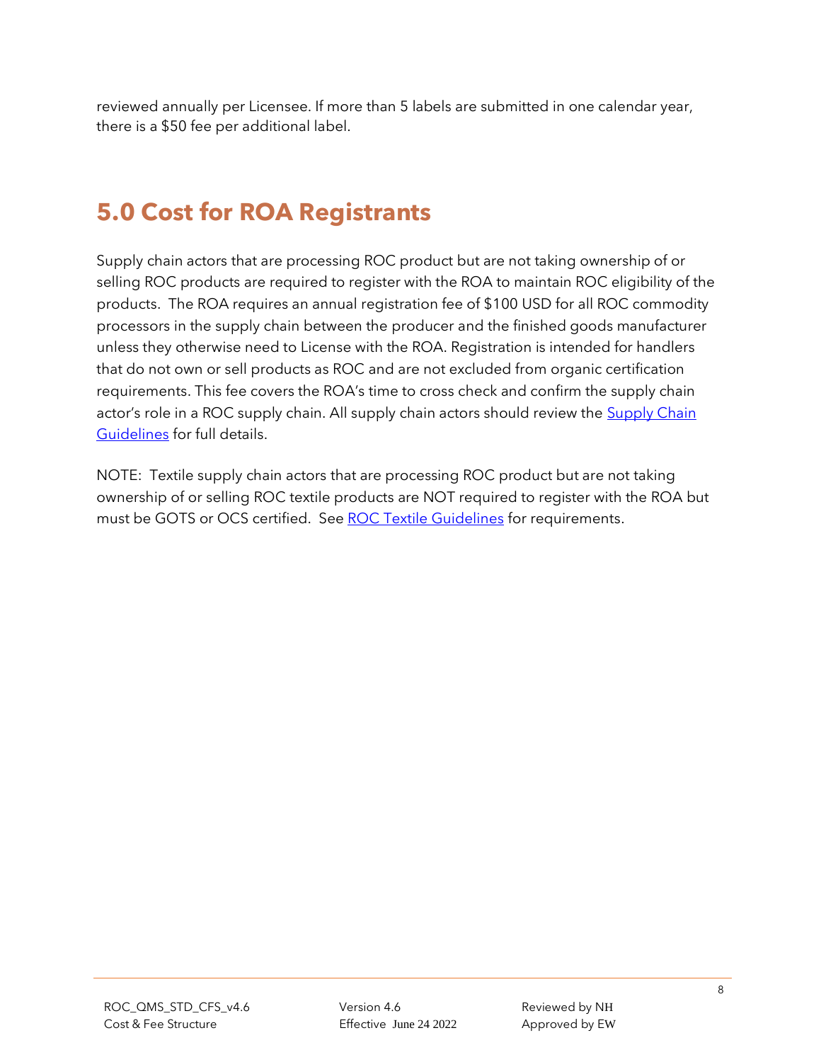reviewed annually per Licensee. If more than 5 labels are submitted in one calendar year, there is a $50 fee per additional label.

## 5.0 Cost for ROA Registrants

Supply chain actors that are processing ROC product but are not taking ownership of or selling ROC products are required to register with the ROA to maintain ROC eligibility of the products. The ROA requires an annual registration fee of $100 USD for all ROC commodity processors in the supply chain between the producer and the finished goods manufacturer unless they otherwise need to License with the ROA. Registration is intended for handlers that do not own or sell products as ROC and are not excluded from organic certification requirements. This fee covers the ROA's time to cross check and confirm the supply chain actor's role in a ROC supply chain. All supply chain actors should review the Supply Chain Guidelines for full details.

NOTE: Textile supply chain actors that are processing ROC product but are not taking ownership of or selling ROC textile products are NOT required to register with the ROA but must be GOTS or OCS certified. See ROC Textile Guidelines for requirements.